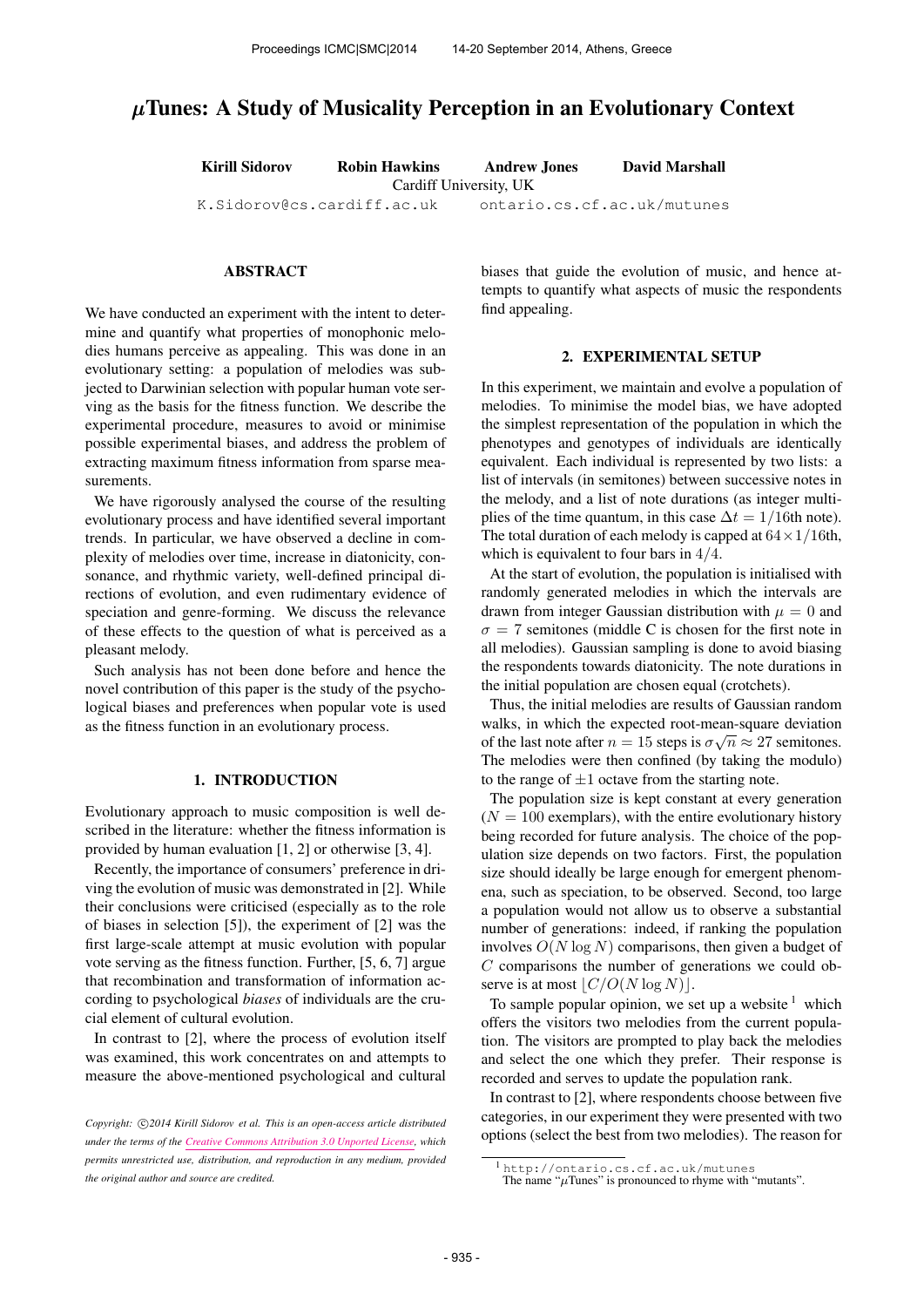# $\mu$Tunes: A Study of Musicality Perception in an Evolutionary Context

**Kirill Sidorov** **Robin Hawkins** **Andrew Jones** **David Marshall**
Cardiff University, UK
K.Sidorov@cs.cardiff.ac.uk ontario.cs.cf.ac.uk/mutunes

## ABSTRACT

We have conducted an experiment with the intent to determine and quantify what properties of monophonic melodies humans perceive as appealing. This was done in an evolutionary setting: a population of melodies was subjected to Darwinian selection with popular human vote serving as the basis for the fitness function. We describe the experimental procedure, measures to avoid or minimise possible experimental biases, and address the problem of extracting maximum fitness information from sparse measurements.

We have rigorously analysed the course of the resulting evolutionary process and have identified several important trends. In particular, we have observed a decline in complexity of melodies over time, increase in diatonicity, consonance, and rhythmic variety, well-defined principal directions of evolution, and even rudimentary evidence of speciation and genre-forming. We discuss the relevance of these effects to the question of what is perceived as a pleasant melody.

Such analysis has not been done before and hence the novel contribution of this paper is the study of the psychological biases and preferences when popular vote is used as the fitness function in an evolutionary process.

## 1. INTRODUCTION

Evolutionary approach to music composition is well described in the literature: whether the fitness information is provided by human evaluation [1, 2] or otherwise [3, 4].

Recently, the importance of consumers' preference in driving the evolution of music was demonstrated in [2]. While their conclusions were criticised (especially as to the role of biases in selection [5]), the experiment of [2] was the first large-scale attempt at music evolution with popular vote serving as the fitness function. Further, [5, 6, 7] argue that recombination and transformation of information according to psychological *biases* of individuals are the crucial element of cultural evolution.

In contrast to [2], where the process of evolution itself was examined, this work concentrates on and attempts to measure the above-mentioned psychological and cultural biases that guide the evolution of music, and hence attempts to quantify what aspects of music the respondents find appealing.

## 2. EXPERIMENTAL SETUP

In this experiment, we maintain and evolve a population of melodies. To minimise the model bias, we have adopted the simplest representation of the population in which the phenotypes and genotypes of individuals are identically equivalent. Each individual is represented by two lists: a list of intervals (in semitones) between successive notes in the melody, and a list of note durations (as integer multiples of the time quantum, in this case $\Delta t = 1/16$th note). The total duration of each melody is capped at $64 \times 1/16$th, which is equivalent to four bars in $4/4$.

At the start of evolution, the population is initialised with randomly generated melodies in which the intervals are drawn from integer Gaussian distribution with $\mu = 0$ and $\sigma = 7$ semitones (middle C is chosen for the first note in all melodies). Gaussian sampling is done to avoid biasing the respondents towards diatonicity. The note durations in the initial population are chosen equal (crotchets).

Thus, the initial melodies are results of Gaussian random walks, in which the expected root-mean-square deviation of the last note after $n = 15$ steps is $\sigma\sqrt{n} \approx 27$ semitones. The melodies were then confined (by taking the modulo) to the range of $\pm 1$ octave from the starting note.

The population size is kept constant at every generation ($N = 100$ exemplars), with the entire evolutionary history being recorded for future analysis. The choice of the population size depends on two factors. First, the population size should ideally be large enough for emergent phenomena, such as speciation, to be observed. Second, too large a population would not allow us to observe a substantial number of generations: indeed, if ranking the population involves $O(N \log N)$ comparisons, then given a budget of $C$ comparisons the number of generations we could observe is at most $\lfloor C/O(N \log N) \rfloor$.

To sample popular opinion, we set up a website [1] which offers the visitors two melodies from the current population. The visitors are prompted to play back the melodies and select the one which they prefer. Their response is recorded and serves to update the population rank.

In contrast to [2], where respondents choose between five categories, in our experiment they were presented with two options (select the best from two melodies). The reason for

[1] http://ontario.cs.cf.ac.uk/mutunes
The name "$\mu$Tunes" is pronounced to rhyme with "mutants".

*Copyright: ©2014 Kirill Sidorov et al. This is an open-access article distributed under the terms of the Creative Commons Attribution 3.0 Unported License, which permits unrestricted use, distribution, and reproduction in any medium, provided the original author and source are credited.*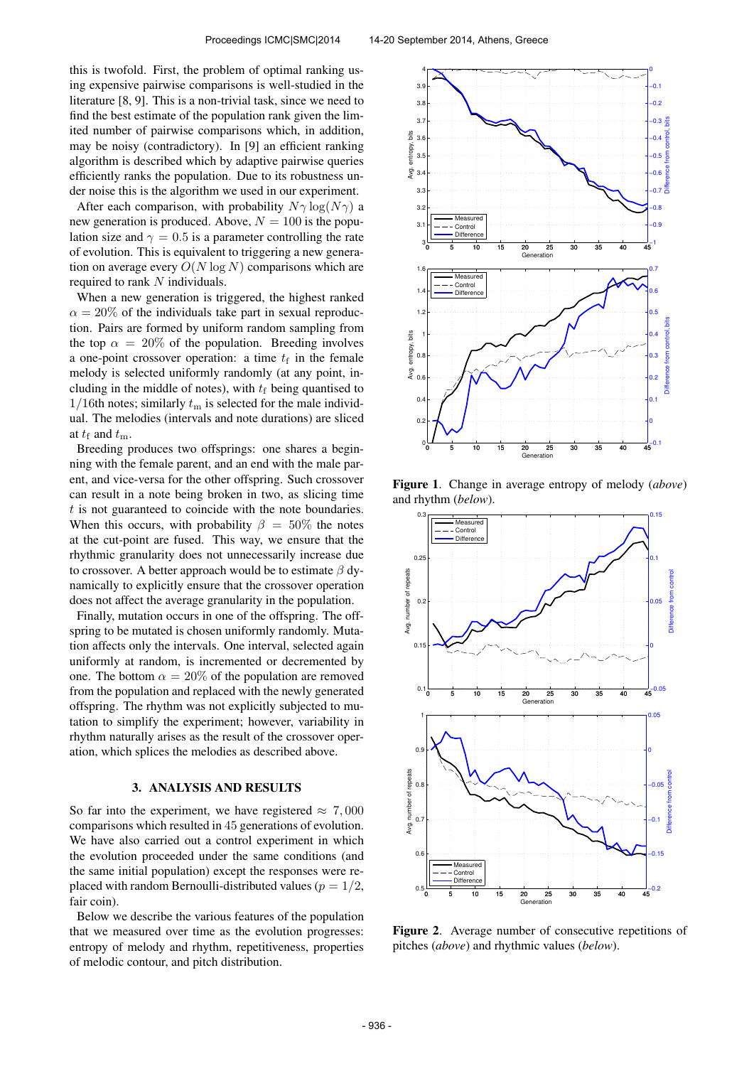this is twofold. First, the problem of optimal ranking using expensive pairwise comparisons is well-studied in the literature [8, 9]. This is a non-trivial task, since we need to find the best estimate of the population rank given the limited number of pairwise comparisons which, in addition, may be noisy (contradictory). In [9] an efficient ranking algorithm is described which by adaptive pairwise queries efficiently ranks the population. Due to its robustness under noise this is the algorithm we used in our experiment.

After each comparison, with probability $N\gamma \log(N\gamma)$ a new generation is produced. Above, $N = 100$ is the population size and $\gamma = 0.5$ is a parameter controlling the rate of evolution. This is equivalent to triggering a new generation on average every $O(N \log N)$ comparisons which are required to rank $N$ individuals.

When a new generation is triggered, the highest ranked $\alpha = 20\%$ of the individuals take part in sexual reproduction. Pairs are formed by uniform random sampling from the top $\alpha = 20\%$ of the population. Breeding involves a one-point crossover operation: a time $t_\mathrm{f}$ in the female melody is selected uniformly randomly (at any point, including in the middle of notes), with $t_\mathrm{f}$ being quantised to $1/16$th notes; similarly $t_\mathrm{m}$ is selected for the male individual. The melodies (intervals and note durations) are sliced at $t_\mathrm{f}$ and $t_\mathrm{m}$.

Breeding produces two offsprings: one shares a beginning with the female parent, and an end with the male parent, and vice-versa for the other offspring. Such crossover can result in a note being broken in two, as slicing time $t$ is not guaranteed to coincide with the note boundaries. When this occurs, with probability $\beta = 50\%$ the notes at the cut-point are fused. This way, we ensure that the rhythmic granularity does not unnecessarily increase due to crossover. A better approach would be to estimate $\beta$ dynamically to explicitly ensure that the crossover operation does not affect the average granularity in the population.

Finally, mutation occurs in one of the offspring. The offspring to be mutated is chosen uniformly randomly. Mutation affects only the intervals. One interval, selected again uniformly at random, is incremented or decremented by one. The bottom $\alpha = 20\%$ of the population are removed from the population and replaced with the newly generated offspring. The rhythm was not explicitly subjected to mutation to simplify the experiment; however, variability in rhythm naturally arises as the result of the crossover operation, which splices the melodies as described above.

## 3. ANALYSIS AND RESULTS

So far into the experiment, we have registered $\approx 7,000$ comparisons which resulted in 45 generations of evolution. We have also carried out a control experiment in which the evolution proceeded under the same conditions (and the same initial population) except the responses were replaced with random Bernoulli-distributed values ($p = 1/2$, fair coin).

Below we describe the various features of the population that we measured over time as the evolution progresses: entropy of melody and rhythm, repetitiveness, properties of melodic contour, and pitch distribution.

**Figure 1**. Change in average entropy of melody (*above*) and rhythm (*below*).

**Figure 2**. Average number of consecutive repetitions of pitches (*above*) and rhythmic values (*below*).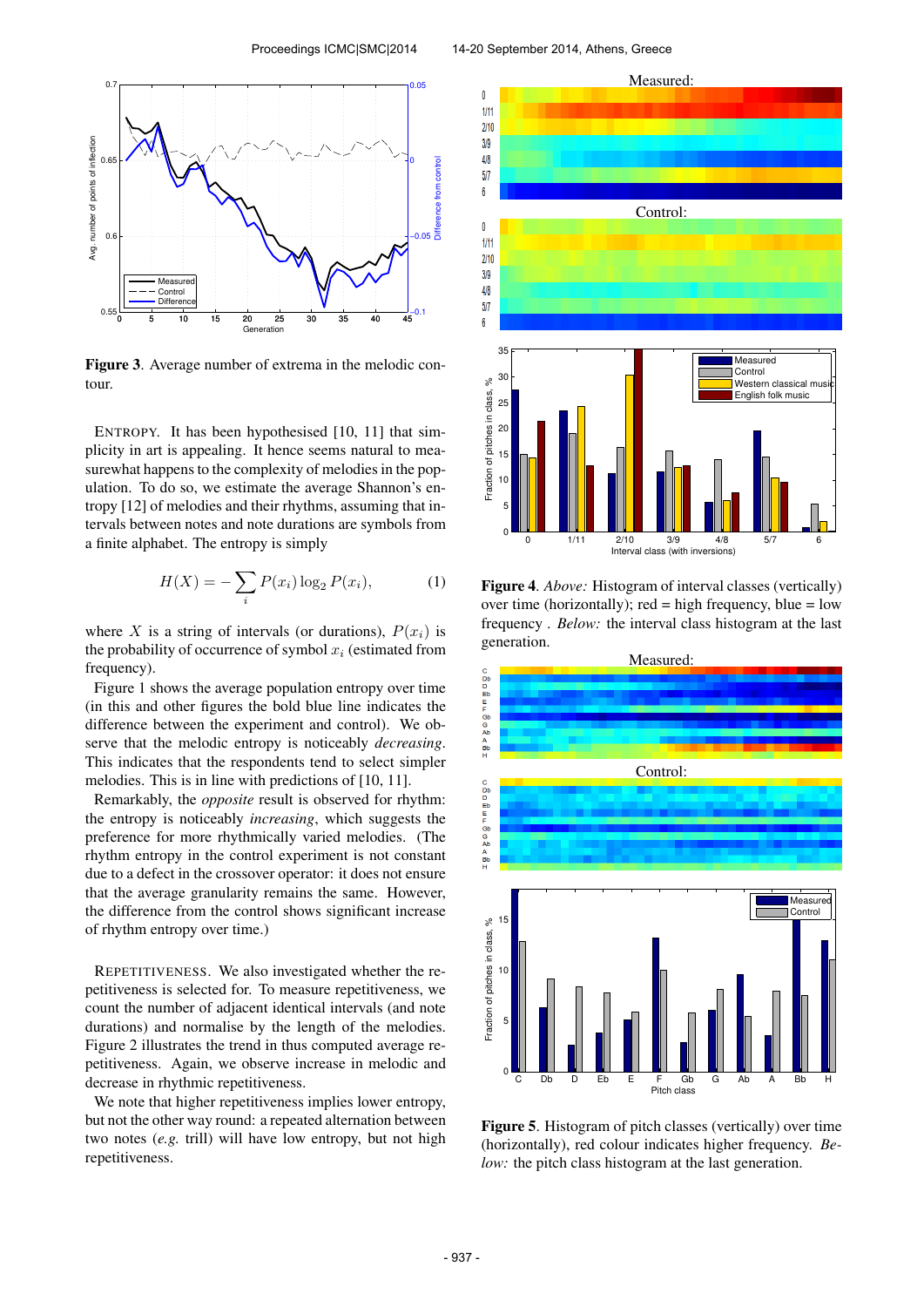**Figure 3**. Average number of extrema in the melodic contour.

ENTROPY. It has been hypothesised [10, 11] that simplicity in art is appealing. It hence seems natural to measurewhat happens to the complexity of melodies in the population. To do so, we estimate the average Shannon's entropy [12] of melodies and their rhythms, assuming that intervals between notes and note durations are symbols from a finite alphabet. The entropy is simply

$$H(X) = -\sum_i P(x_i) \log_2 P(x_i), \quad (1)$$

where $X$ is a string of intervals (or durations), $P(x_i)$ is the probability of occurrence of symbol $x_i$ (estimated from frequency).

Figure 1 shows the average population entropy over time (in this and other figures the bold blue line indicates the difference between the experiment and control). We observe that the melodic entropy is noticeably *decreasing*. This indicates that the respondents tend to select simpler melodies. This is in line with predictions of [10, 11].

Remarkably, the *opposite* result is observed for rhythm: the entropy is noticeably *increasing*, which suggests the preference for more rhythmically varied melodies. (The rhythm entropy in the control experiment is not constant due to a defect in the crossover operator: it does not ensure that the average granularity remains the same. However, the difference from the control shows significant increase of rhythm entropy over time.)

REPETITIVENESS. We also investigated whether the repetitiveness is selected for. To measure repetitiveness, we count the number of adjacent identical intervals (and note durations) and normalise by the length of the melodies. Figure 2 illustrates the trend in thus computed average repetitiveness. Again, we observe increase in melodic and decrease in rhythmic repetitiveness.

We note that higher repetitiveness implies lower entropy, but not the other way round: a repeated alternation between two notes (*e.g.* trill) will have low entropy, but not high repetitiveness.

**Figure 4**. *Above:* Histogram of interval classes (vertically) over time (horizontally); red = high frequency, blue = low frequency . *Below:* the interval class histogram at the last generation.

**Figure 5**. Histogram of pitch classes (vertically) over time (horizontally), red colour indicates higher frequency. *Below:* the pitch class histogram at the last generation.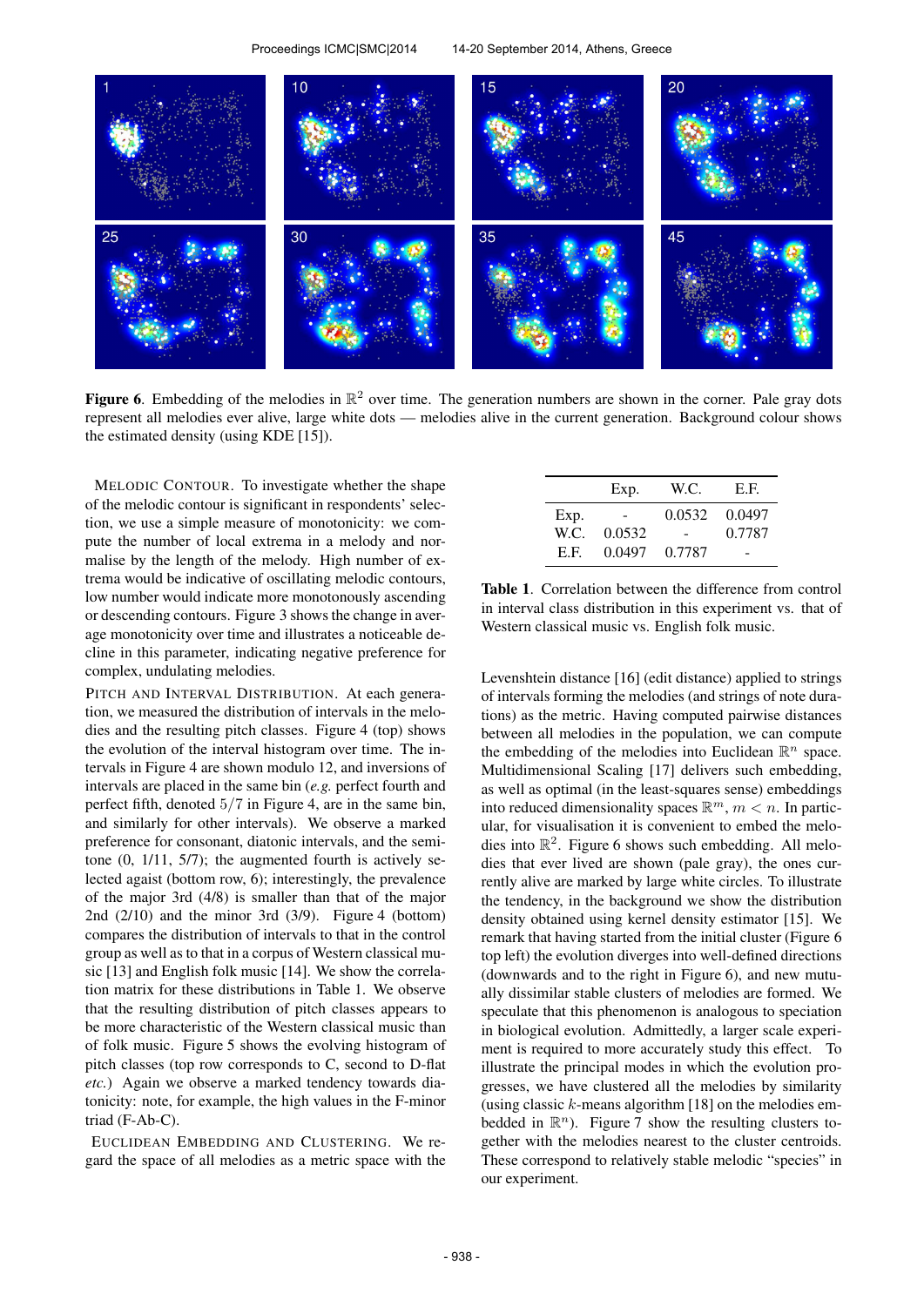**Figure 6**. Embedding of the melodies in $\mathbb{R}^2$ over time. The generation numbers are shown in the corner. Pale gray dots represent all melodies ever alive, large white dots — melodies alive in the current generation. Background colour shows the estimated density (using KDE [15]).

MELODIC CONTOUR. To investigate whether the shape of the melodic contour is significant in respondents' selection, we use a simple measure of monotonicity: we compute the number of local extrema in a melody and normalise by the length of the melody. High number of extrema would be indicative of oscillating melodic contours, low number would indicate more monotonously ascending or descending contours. Figure 3 shows the change in average monotonicity over time and illustrates a noticeable decline in this parameter, indicating negative preference for complex, undulating melodies.

PITCH AND INTERVAL DISTRIBUTION. At each generation, we measured the distribution of intervals in the melodies and the resulting pitch classes. Figure 4 (top) shows the evolution of the interval histogram over time. The intervals in Figure 4 are shown modulo 12, and inversions of intervals are placed in the same bin (*e.g.* perfect fourth and perfect fifth, denoted $5/7$ in Figure 4, are in the same bin, and similarly for other intervals). We observe a marked preference for consonant, diatonic intervals, and the semitone (0, 1/11, 5/7); the augmented fourth is actively selected agaist (bottom row, 6); interestingly, the prevalence of the major 3rd (4/8) is smaller than that of the major 2nd (2/10) and the minor 3rd (3/9). Figure 4 (bottom) compares the distribution of intervals to that in the control group as well as to that in a corpus of Western classical music [13] and English folk music [14]. We show the correlation matrix for these distributions in Table 1. We observe that the resulting distribution of pitch classes appears to be more characteristic of the Western classical music than of folk music. Figure 5 shows the evolving histogram of pitch classes (top row corresponds to C, second to D-flat *etc.*) Again we observe a marked tendency towards diatonicity: note, for example, the high values in the F-minor triad (F-Ab-C).

EUCLIDEAN EMBEDDING AND CLUSTERING. We regard the space of all melodies as a metric space with the Levenshtein distance [16] (edit distance) applied to strings of intervals forming the melodies (and strings of note durations) as the metric. Having computed pairwise distances between all melodies in the population, we can compute the embedding of the melodies into Euclidean $\mathbb{R}^n$ space. Multidimensional Scaling [17] delivers such embedding, as well as optimal (in the least-squares sense) embeddings into reduced dimensionality spaces $\mathbb{R}^m$, $m < n$. In particular, for visualisation it is convenient to embed the melodies into $\mathbb{R}^2$. Figure 6 shows such embedding. All melodies that ever lived are shown (pale gray), the ones currently alive are marked by large white circles. To illustrate the tendency, in the background we show the distribution density obtained using kernel density estimator [15]. We remark that having started from the initial cluster (Figure 6 top left) the evolution diverges into well-defined directions (downwards and to the right in Figure 6), and new mutually dissimilar stable clusters of melodies are formed. We speculate that this phenomenon is analogous to speciation in biological evolution. Admittedly, a larger scale experiment is required to more accurately study this effect. To illustrate the principal modes in which the evolution progresses, we have clustered all the melodies by similarity (using classic $k$-means algorithm [18] on the melodies embedded in $\mathbb{R}^n$). Figure 7 show the resulting clusters together with the melodies nearest to the cluster centroids. These correspond to relatively stable melodic "species" in our experiment.

| | Exp. | W.C. | E.F. |
|---|---|---|---|
| Exp. | - | 0.0532 | 0.0497 |
| W.C. | 0.0532 | - | 0.7787 |
| E.F. | 0.0497 | 0.7787 | - |

**Table 1**. Correlation between the difference from control in interval class distribution in this experiment vs. that of Western classical music vs. English folk music.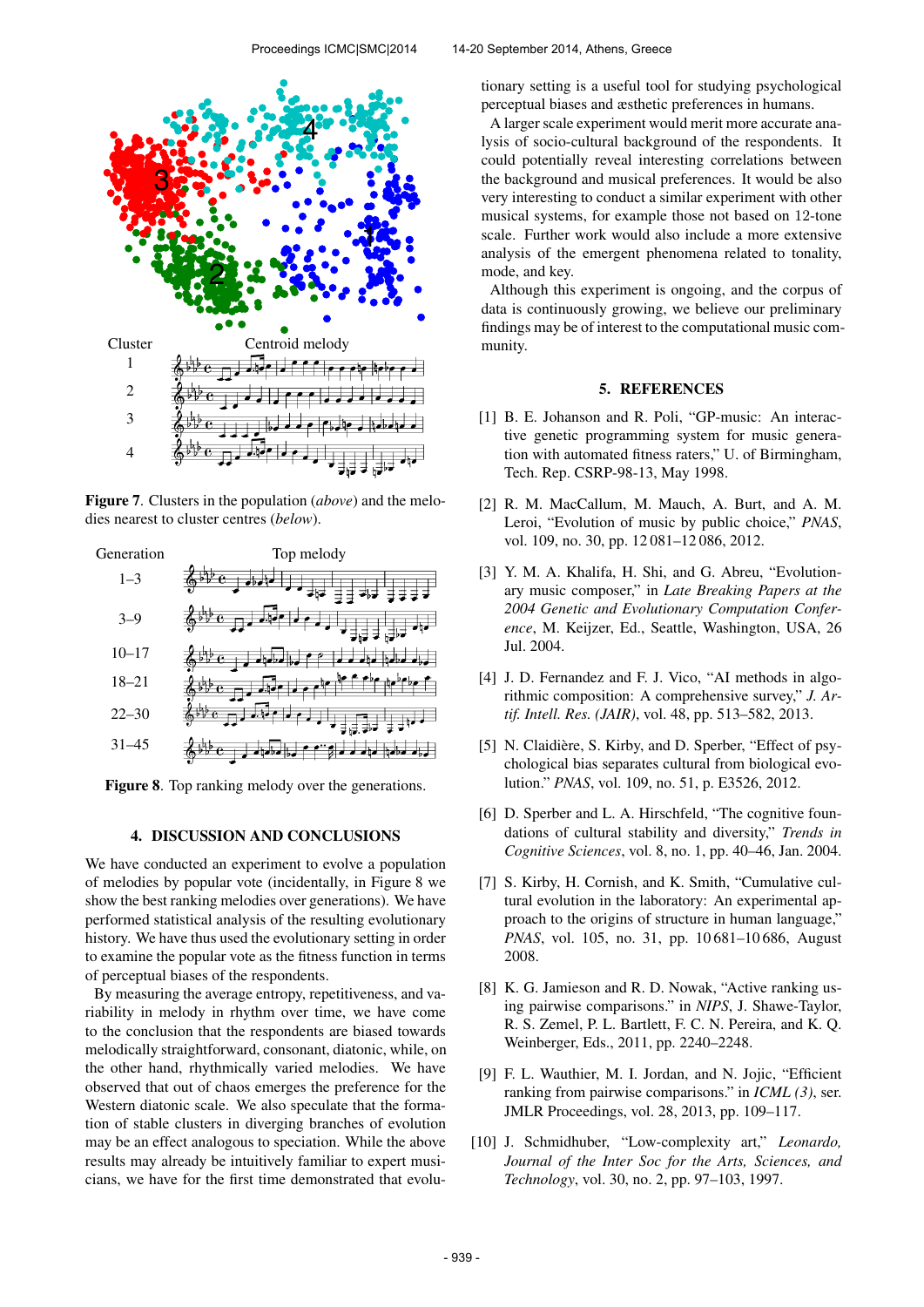Figure 7. Clusters in the population (*above*) and the melodies nearest to cluster centres (*below*).

Figure 8. Top ranking melody over the generations.

## 4. DISCUSSION AND CONCLUSIONS

We have conducted an experiment to evolve a population of melodies by popular vote (incidentally, in Figure 8 we show the best ranking melodies over generations). We have performed statistical analysis of the resulting evolutionary history. We have thus used the evolutionary setting in order to examine the popular vote as the fitness function in terms of perceptual biases of the respondents.

By measuring the average entropy, repetitiveness, and variability in melody in rhythm over time, we have come to the conclusion that the respondents are biased towards melodically straightforward, consonant, diatonic, while, on the other hand, rhythmically varied melodies. We have observed that out of chaos emerges the preference for the Western diatonic scale. We also speculate that the formation of stable clusters in diverging branches of evolution may be an effect analogous to speciation. While the above results may already be intuitively familiar to expert musicians, we have for the first time demonstrated that evolutionary setting is a useful tool for studying psychological perceptual biases and æsthetic preferences in humans.

A larger scale experiment would merit more accurate analysis of socio-cultural background of the respondents. It could potentially reveal interesting correlations between the background and musical preferences. It would be also very interesting to conduct a similar experiment with other musical systems, for example those not based on 12-tone scale. Further work would also include a more extensive analysis of the emergent phenomena related to tonality, mode, and key.

Although this experiment is ongoing, and the corpus of data is continuously growing, we believe our preliminary findings may be of interest to the computational music community.

## 5. REFERENCES

[1] B. E. Johanson and R. Poli, "GP-music: An interactive genetic programming system for music generation with automated fitness raters," U. of Birmingham, Tech. Rep. CSRP-98-13, May 1998.

[2] R. M. MacCallum, M. Mauch, A. Burt, and A. M. Leroi, "Evolution of music by public choice," *PNAS*, vol. 109, no. 30, pp. 12 081–12 086, 2012.

[3] Y. M. A. Khalifa, H. Shi, and G. Abreu, "Evolutionary music composer," in *Late Breaking Papers at the 2004 Genetic and Evolutionary Computation Conference*, M. Keijzer, Ed., Seattle, Washington, USA, 26 Jul. 2004.

[4] J. D. Fernandez and F. J. Vico, "AI methods in algorithmic composition: A comprehensive survey," *J. Artif. Intell. Res. (JAIR)*, vol. 48, pp. 513–582, 2013.

[5] N. Claidière, S. Kirby, and D. Sperber, "Effect of psychological bias separates cultural from biological evolution." *PNAS*, vol. 109, no. 51, p. E3526, 2012.

[6] D. Sperber and L. A. Hirschfeld, "The cognitive foundations of cultural stability and diversity," *Trends in Cognitive Sciences*, vol. 8, no. 1, pp. 40–46, Jan. 2004.

[7] S. Kirby, H. Cornish, and K. Smith, "Cumulative cultural evolution in the laboratory: An experimental approach to the origins of structure in human language," *PNAS*, vol. 105, no. 31, pp. 10 681–10 686, August 2008.

[8] K. G. Jamieson and R. D. Nowak, "Active ranking using pairwise comparisons." in *NIPS*, J. Shawe-Taylor, R. S. Zemel, P. L. Bartlett, F. C. N. Pereira, and K. Q. Weinberger, Eds., 2011, pp. 2240–2248.

[9] F. L. Wauthier, M. I. Jordan, and N. Jojic, "Efficient ranking from pairwise comparisons." in *ICML (3)*, ser. JMLR Proceedings, vol. 28, 2013, pp. 109–117.

[10] J. Schmidhuber, "Low-complexity art," *Leonardo, Journal of the Inter Soc for the Arts, Sciences, and Technology*, vol. 30, no. 2, pp. 97–103, 1997.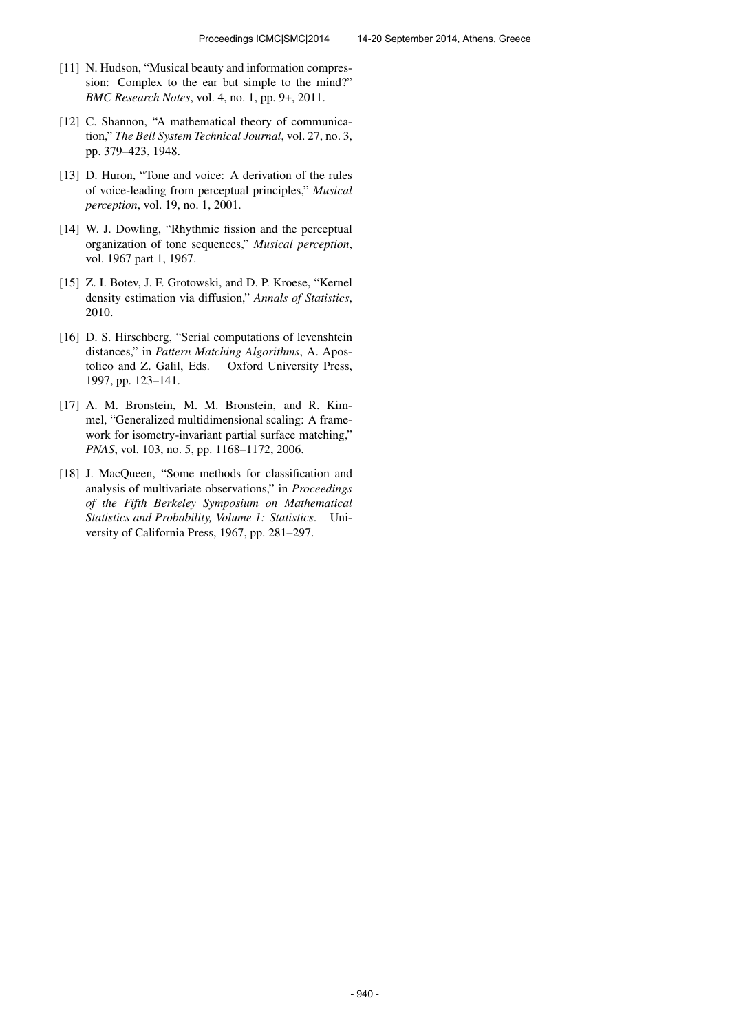[11] N. Hudson, "Musical beauty and information compression: Complex to the ear but simple to the mind?" *BMC Research Notes*, vol. 4, no. 1, pp. 9+, 2011.

[12] C. Shannon, "A mathematical theory of communication," *The Bell System Technical Journal*, vol. 27, no. 3, pp. 379–423, 1948.

[13] D. Huron, "Tone and voice: A derivation of the rules of voice-leading from perceptual principles," *Musical perception*, vol. 19, no. 1, 2001.

[14] W. J. Dowling, "Rhythmic fission and the perceptual organization of tone sequences," *Musical perception*, vol. 1967 part 1, 1967.

[15] Z. I. Botev, J. F. Grotowski, and D. P. Kroese, "Kernel density estimation via diffusion," *Annals of Statistics*, 2010.

[16] D. S. Hirschberg, "Serial computations of levenshtein distances," in *Pattern Matching Algorithms*, A. Apostolico and Z. Galil, Eds. Oxford University Press, 1997, pp. 123–141.

[17] A. M. Bronstein, M. M. Bronstein, and R. Kimmel, "Generalized multidimensional scaling: A framework for isometry-invariant partial surface matching," *PNAS*, vol. 103, no. 5, pp. 1168–1172, 2006.

[18] J. MacQueen, "Some methods for classification and analysis of multivariate observations," in *Proceedings of the Fifth Berkeley Symposium on Mathematical Statistics and Probability, Volume 1: Statistics*. University of California Press, 1967, pp. 281–297.